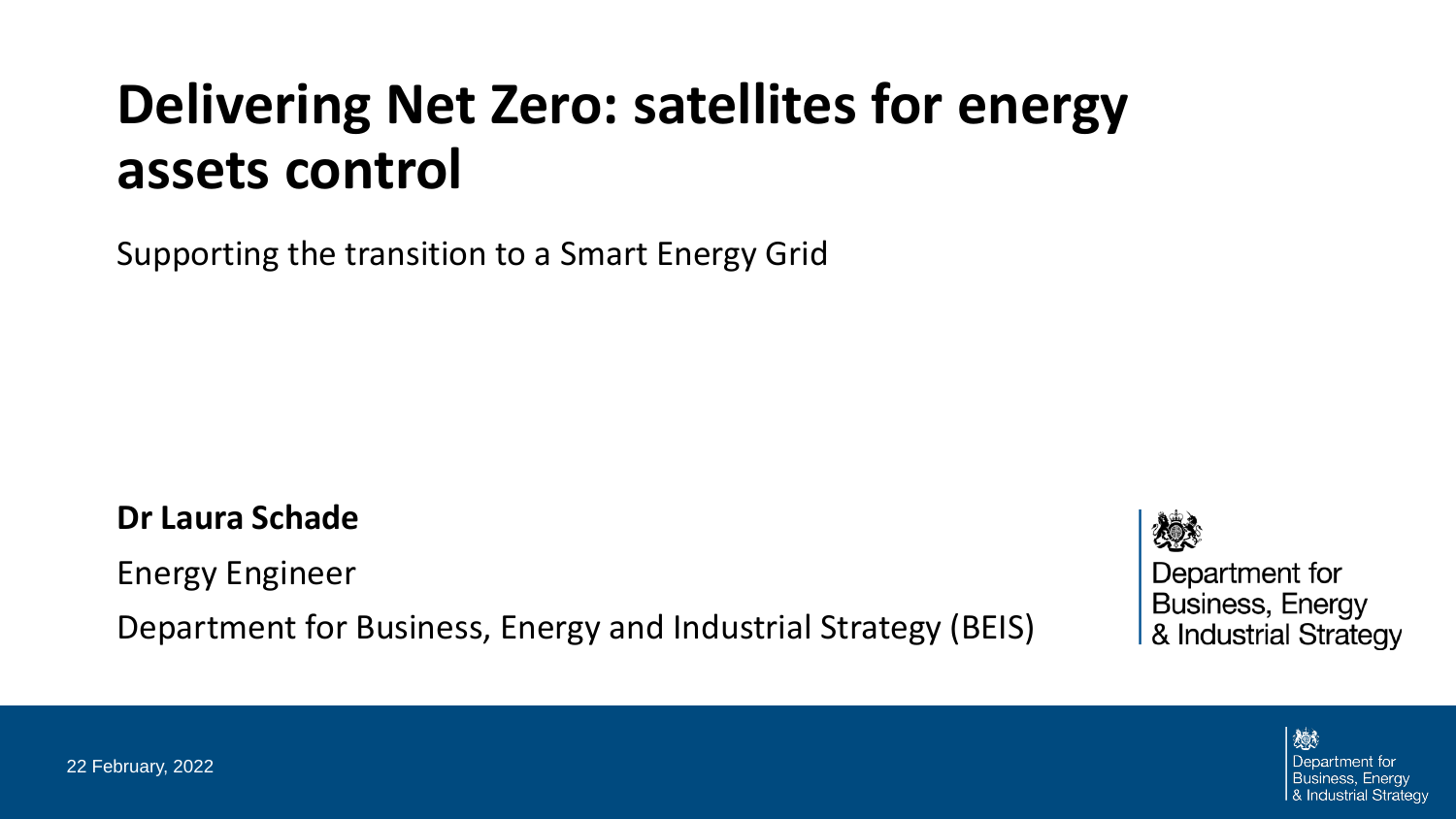# Delivering Net Zero: satellites for energy assets control

Supporting the transition to a Smart Energy Grid

**Dr Laura Schade**

Energy Engineer

Department for Business, Energy and Industrial Strategy (BEIS)

Department for Business, Energy & Industrial Strategy

22 February, 2022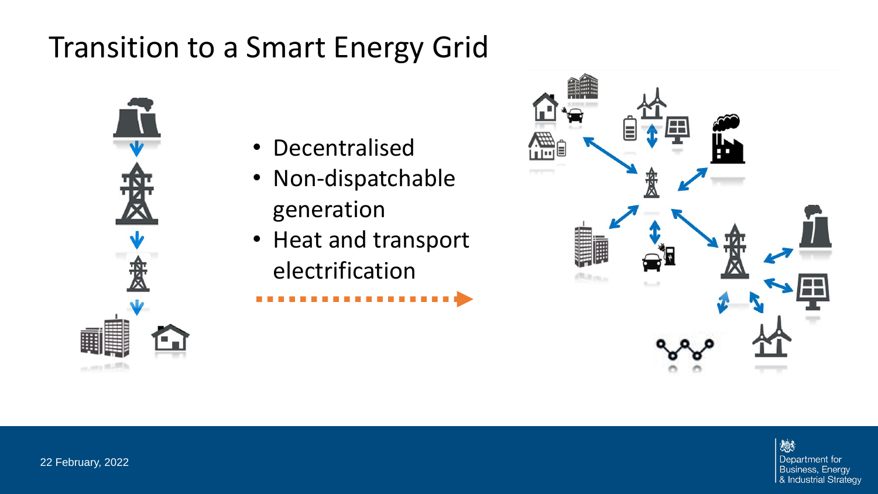# Transition to a Smart Energy Grid

- Decentralised
- Non-dispatchable generation
- Heat and transport electrification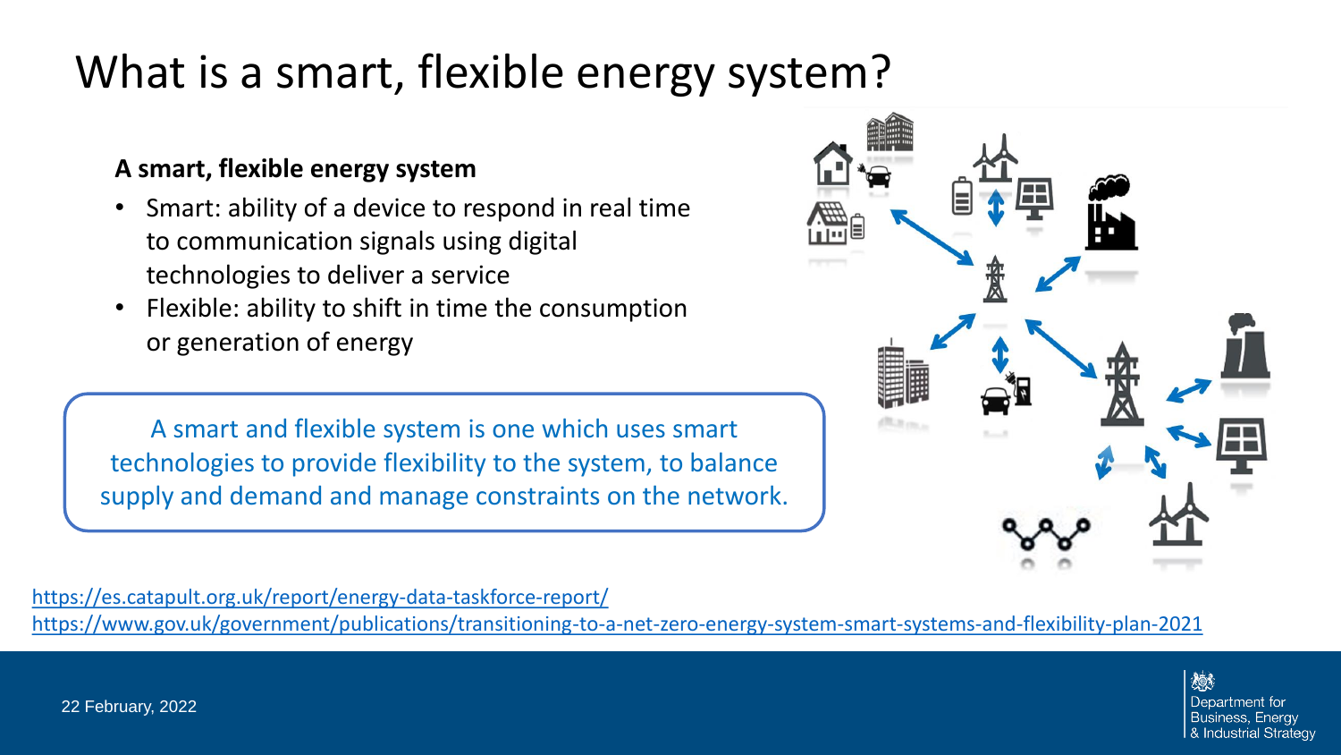# What is a smart, flexible energy system?

**A smart, flexible energy system**

- Smart: ability of a device to respond in real time to communication signals using digital technologies to deliver a service
- Flexible: ability to shift in time the consumption or generation of energy

A smart and flexible system is one which uses smart technologies to provide flexibility to the system, to balance supply and demand and manage constraints on the network.

https://es.catapult.org.uk/report/energy-data-taskforce-report/

https://www.gov.uk/government/publications/transitioning-to-a-net-zero-energy-system-smart-systems-and-flexibility-plan-2021

22 February, 2022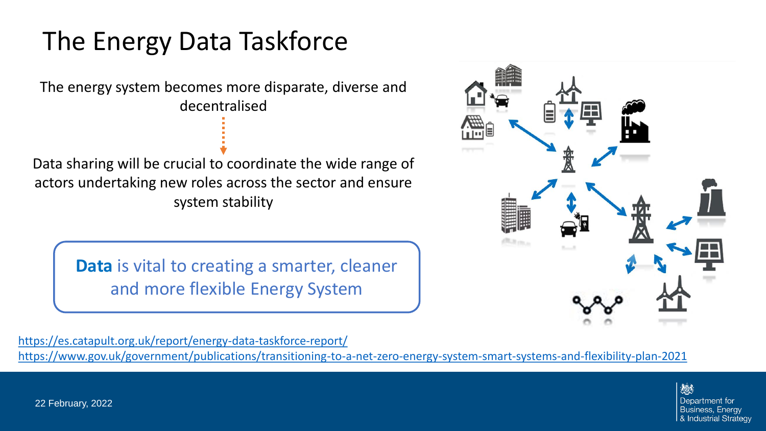# The Energy Data Taskforce

The energy system becomes more disparate, diverse and decentralised

Data sharing will be crucial to coordinate the wide range of actors undertaking new roles across the sector and ensure system stability

**Data** is vital to creating a smarter, cleaner and more flexible Energy System

https://es.catapult.org.uk/report/energy-data-taskforce-report/
https://www.gov.uk/government/publications/transitioning-to-a-net-zero-energy-system-smart-systems-and-flexibility-plan-2021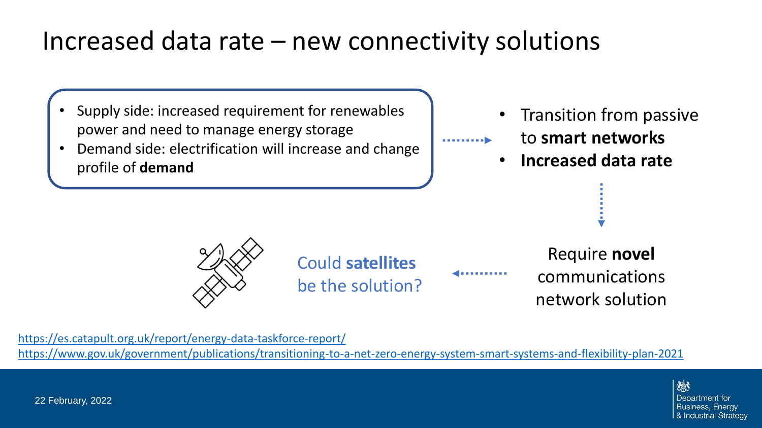# Increased data rate – new connectivity solutions

- Supply side: increased requirement for renewables power and need to manage energy storage
- Demand side: electrification will increase and change profile of **demand**

- Transition from passive to **smart networks**
- **Increased data rate**

Require **novel** communications network solution

Could **satellites** be the solution?

https://es.catapult.org.uk/report/energy-data-taskforce-report/
https://www.gov.uk/government/publications/transitioning-to-a-net-zero-energy-system-smart-systems-and-flexibility-plan-2021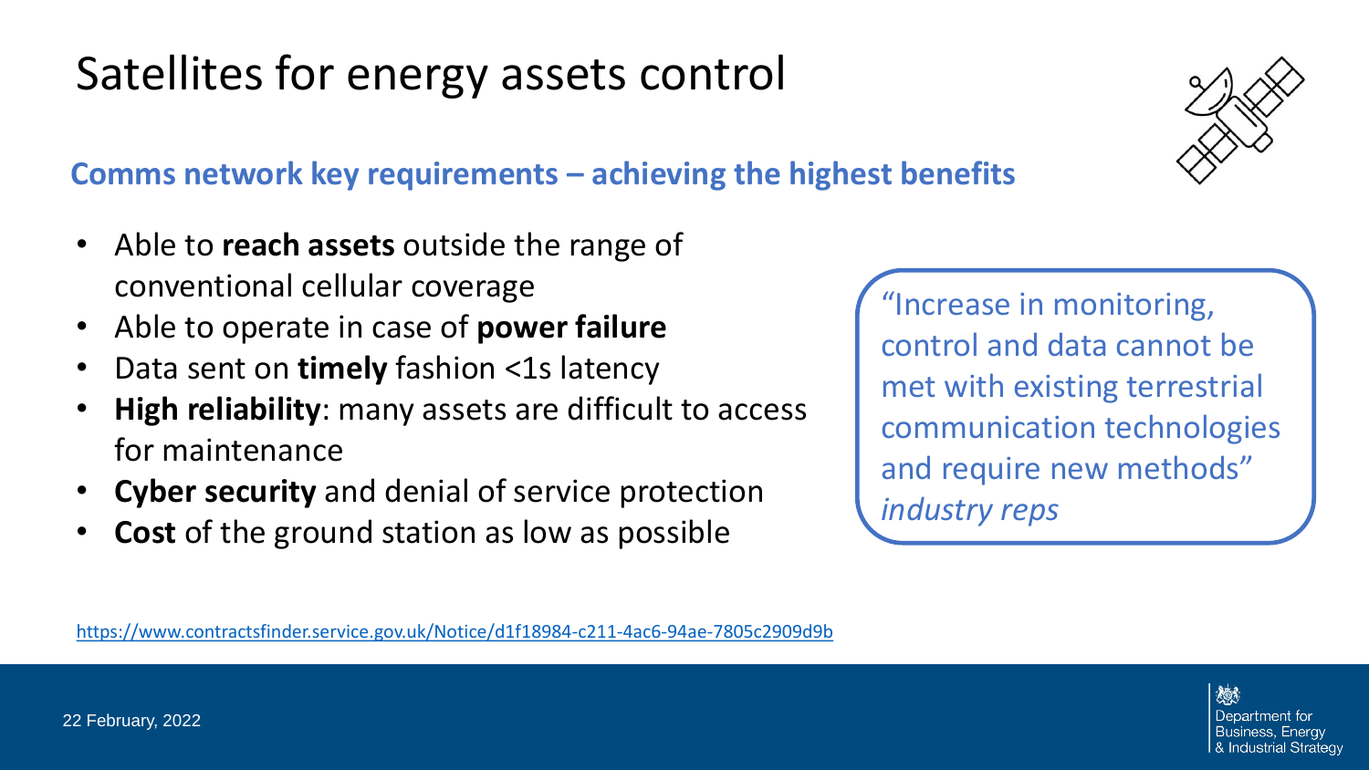# Satellites for energy assets control

## Comms network key requirements – achieving the highest benefits

- Able to **reach assets** outside the range of conventional cellular coverage
- Able to operate in case of **power failure**
- Data sent on **timely** fashion <1s latency
- **High reliability**: many assets are difficult to access for maintenance
- **Cyber security** and denial of service protection
- **Cost** of the ground station as low as possible

"Increase in monitoring, control and data cannot be met with existing terrestrial communication technologies and require new methods" *industry reps*

https://www.contractsfinder.service.gov.uk/Notice/d1f18984-c211-4ac6-94ae-7805c2909d9b

22 February, 2022

Department for Business, Energy & Industrial Strategy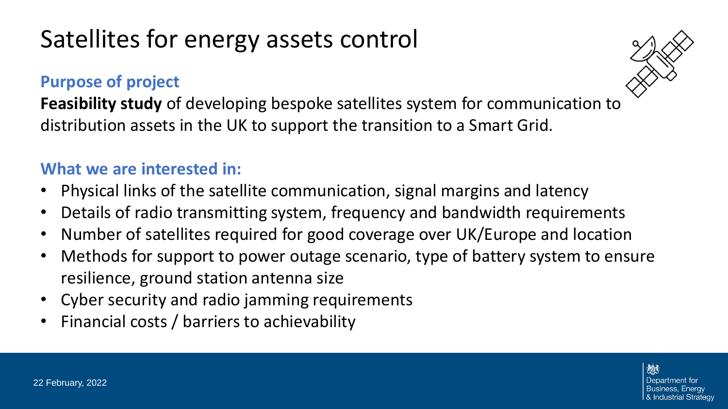# Satellites for energy assets control

### Purpose of project

**Feasibility study** of developing bespoke satellites system for communication to distribution assets in the UK to support the transition to a Smart Grid.

### What we are interested in:

- Physical links of the satellite communication, signal margins and latency
- Details of radio transmitting system, frequency and bandwidth requirements
- Number of satellites required for good coverage over UK/Europe and location
- Methods for support to power outage scenario, type of battery system to ensure resilience, ground station antenna size
- Cyber security and radio jamming requirements
- Financial costs / barriers to achievability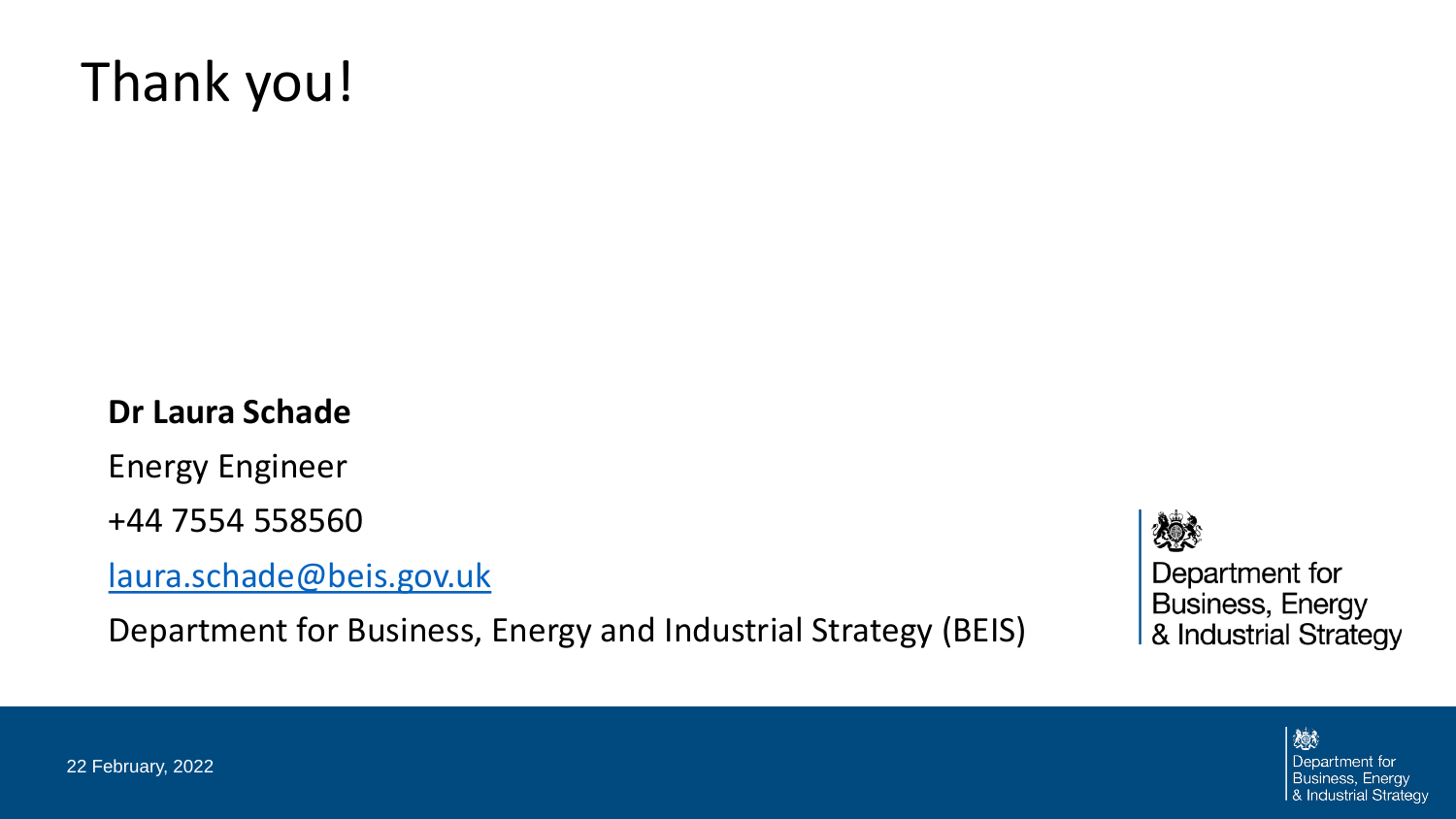# Thank you!

**Dr Laura Schade**

Energy Engineer

+44 7554 558560

laura.schade@beis.gov.uk

Department for Business, Energy and Industrial Strategy (BEIS)

Department for Business, Energy & Industrial Strategy

22 February, 2022